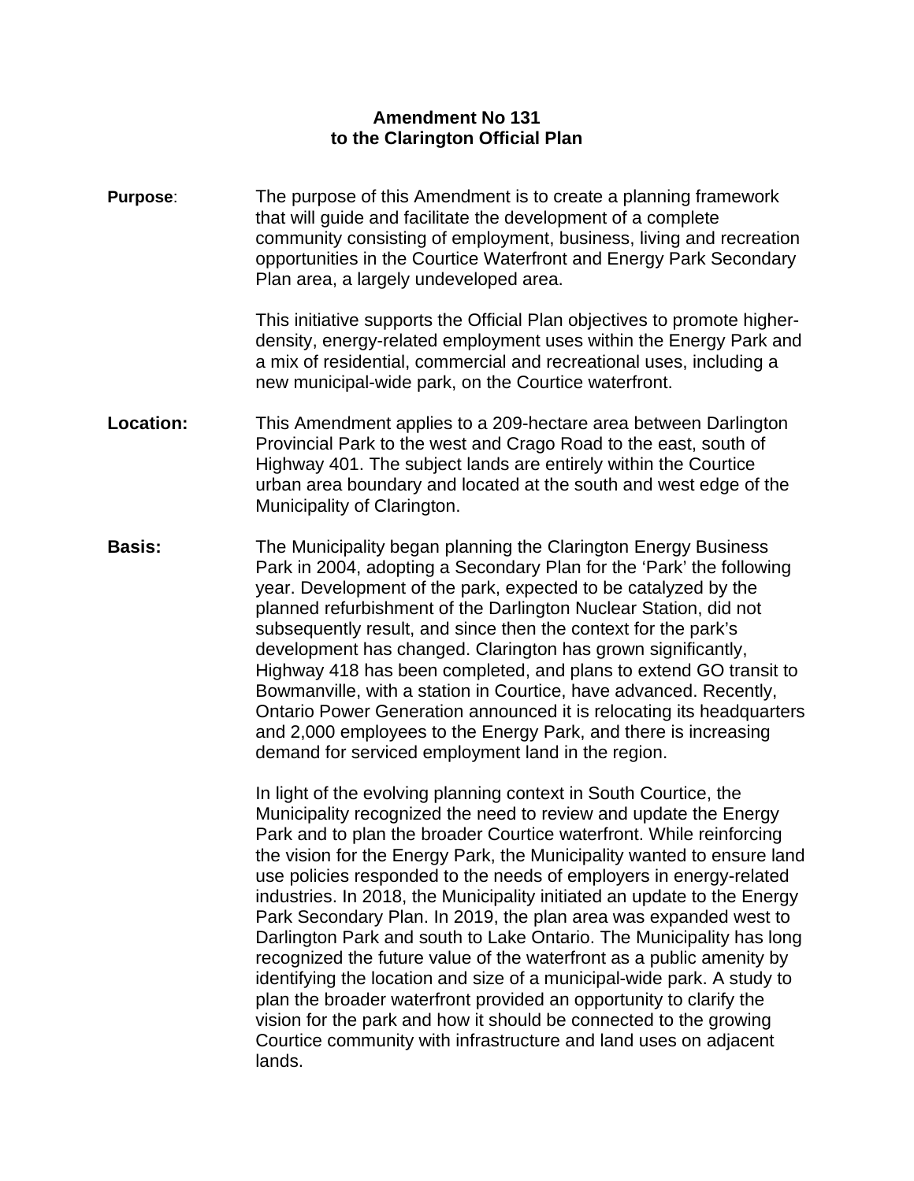# Amendment No 131
# to the Clarington Official Plan

**Purpose**: The purpose of this Amendment is to create a planning framework that will guide and facilitate the development of a complete community consisting of employment, business, living and recreation opportunities in the Courtice Waterfront and Energy Park Secondary Plan area, a largely undeveloped area.

This initiative supports the Official Plan objectives to promote higher-density, energy-related employment uses within the Energy Park and a mix of residential, commercial and recreational uses, including a new municipal-wide park, on the Courtice waterfront.

**Location:** This Amendment applies to a 209-hectare area between Darlington Provincial Park to the west and Crago Road to the east, south of Highway 401. The subject lands are entirely within the Courtice urban area boundary and located at the south and west edge of the Municipality of Clarington.

**Basis:** The Municipality began planning the Clarington Energy Business Park in 2004, adopting a Secondary Plan for the 'Park' the following year. Development of the park, expected to be catalyzed by the planned refurbishment of the Darlington Nuclear Station, did not subsequently result, and since then the context for the park's development has changed. Clarington has grown significantly, Highway 418 has been completed, and plans to extend GO transit to Bowmanville, with a station in Courtice, have advanced. Recently, Ontario Power Generation announced it is relocating its headquarters and 2,000 employees to the Energy Park, and there is increasing demand for serviced employment land in the region.

In light of the evolving planning context in South Courtice, the Municipality recognized the need to review and update the Energy Park and to plan the broader Courtice waterfront. While reinforcing the vision for the Energy Park, the Municipality wanted to ensure land use policies responded to the needs of employers in energy-related industries. In 2018, the Municipality initiated an update to the Energy Park Secondary Plan. In 2019, the plan area was expanded west to Darlington Park and south to Lake Ontario. The Municipality has long recognized the future value of the waterfront as a public amenity by identifying the location and size of a municipal-wide park. A study to plan the broader waterfront provided an opportunity to clarify the vision for the park and how it should be connected to the growing Courtice community with infrastructure and land uses on adjacent lands.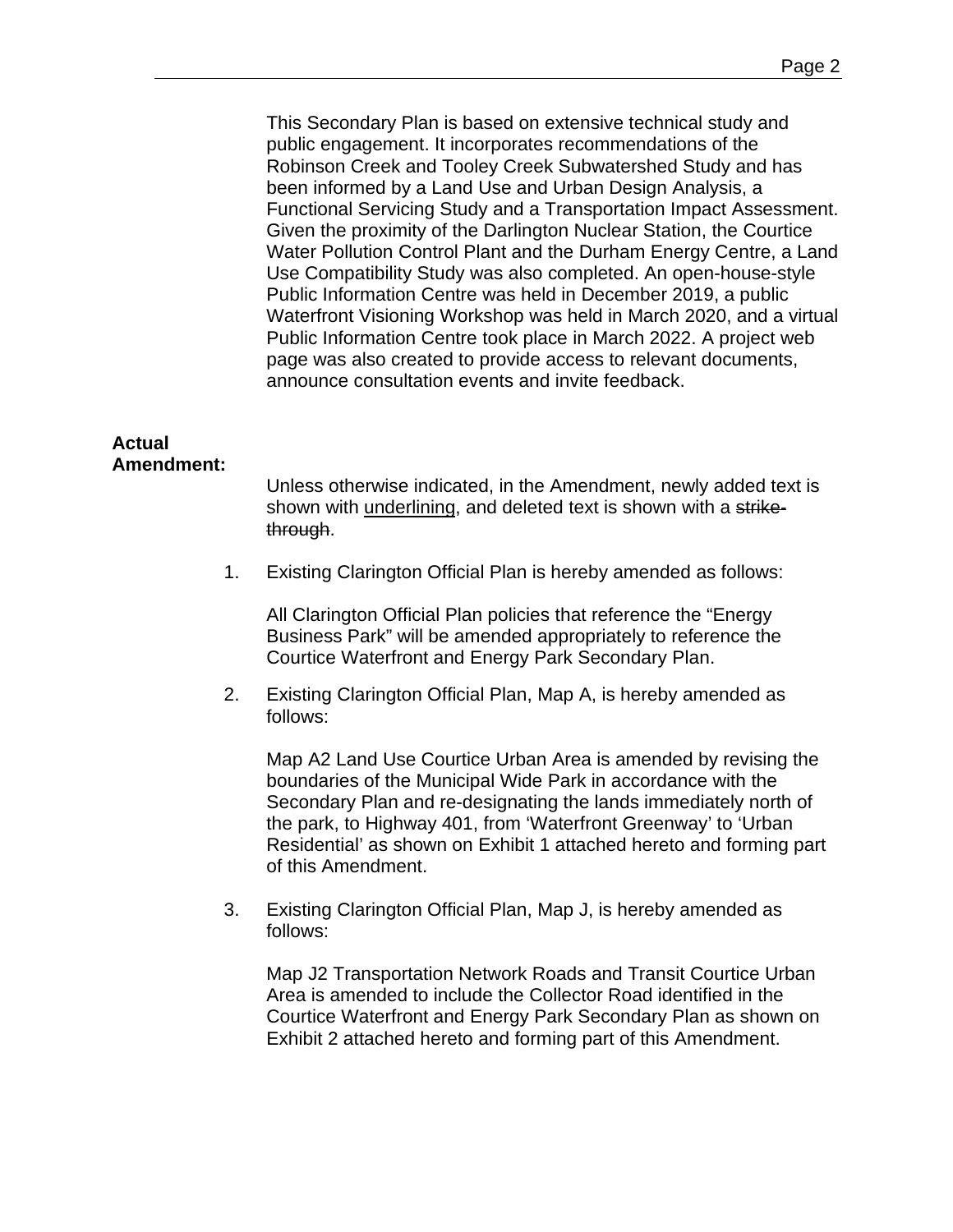This Secondary Plan is based on extensive technical study and public engagement. It incorporates recommendations of the Robinson Creek and Tooley Creek Subwatershed Study and has been informed by a Land Use and Urban Design Analysis, a Functional Servicing Study and a Transportation Impact Assessment. Given the proximity of the Darlington Nuclear Station, the Courtice Water Pollution Control Plant and the Durham Energy Centre, a Land Use Compatibility Study was also completed. An open-house-style Public Information Centre was held in December 2019, a public Waterfront Visioning Workshop was held in March 2020, and a virtual Public Information Centre took place in March 2022. A project web page was also created to provide access to relevant documents, announce consultation events and invite feedback.

**Actual Amendment:**

Unless otherwise indicated, in the Amendment, newly added text is shown with <u>underlining</u>, and deleted text is shown with a ~~strike-through~~.

1. Existing Clarington Official Plan is hereby amended as follows:

   All Clarington Official Plan policies that reference the "Energy Business Park" will be amended appropriately to reference the Courtice Waterfront and Energy Park Secondary Plan.

2. Existing Clarington Official Plan, Map A, is hereby amended as follows:

   Map A2 Land Use Courtice Urban Area is amended by revising the boundaries of the Municipal Wide Park in accordance with the Secondary Plan and re-designating the lands immediately north of the park, to Highway 401, from 'Waterfront Greenway' to 'Urban Residential' as shown on Exhibit 1 attached hereto and forming part of this Amendment.

3. Existing Clarington Official Plan, Map J, is hereby amended as follows:

   Map J2 Transportation Network Roads and Transit Courtice Urban Area is amended to include the Collector Road identified in the Courtice Waterfront and Energy Park Secondary Plan as shown on Exhibit 2 attached hereto and forming part of this Amendment.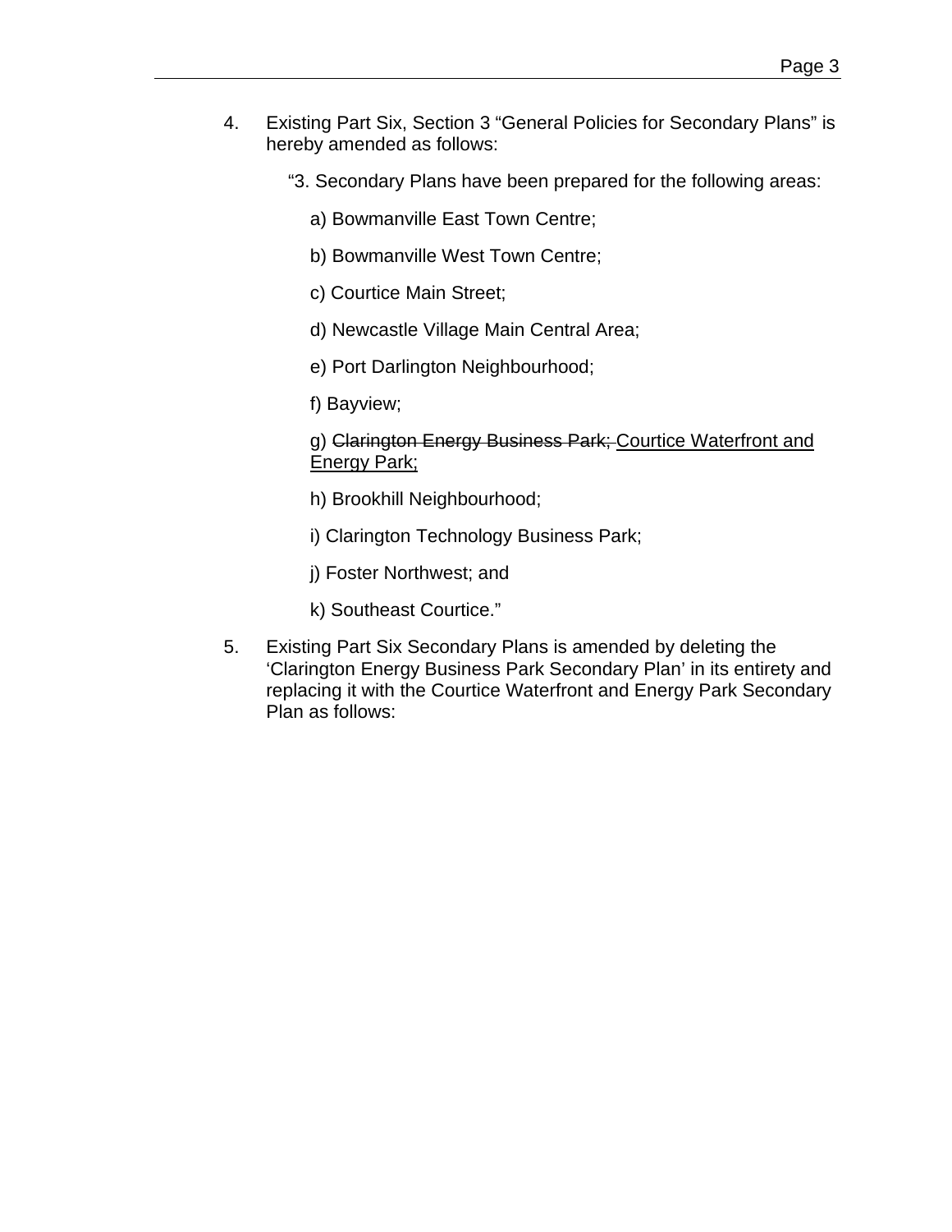4. Existing Part Six, Section 3 "General Policies for Secondary Plans" is hereby amended as follows:

   "3. Secondary Plans have been prepared for the following areas:

   a) Bowmanville East Town Centre;

   b) Bowmanville West Town Centre;

   c) Courtice Main Street;

   d) Newcastle Village Main Central Area;

   e) Port Darlington Neighbourhood;

   f) Bayview;

   g) ~~Clarington Energy Business Park;~~ <u>Courtice Waterfront and Energy Park;</u>

   h) Brookhill Neighbourhood;

   i) Clarington Technology Business Park;

   j) Foster Northwest; and

   k) Southeast Courtice."

5. Existing Part Six Secondary Plans is amended by deleting the 'Clarington Energy Business Park Secondary Plan' in its entirety and replacing it with the Courtice Waterfront and Energy Park Secondary Plan as follows: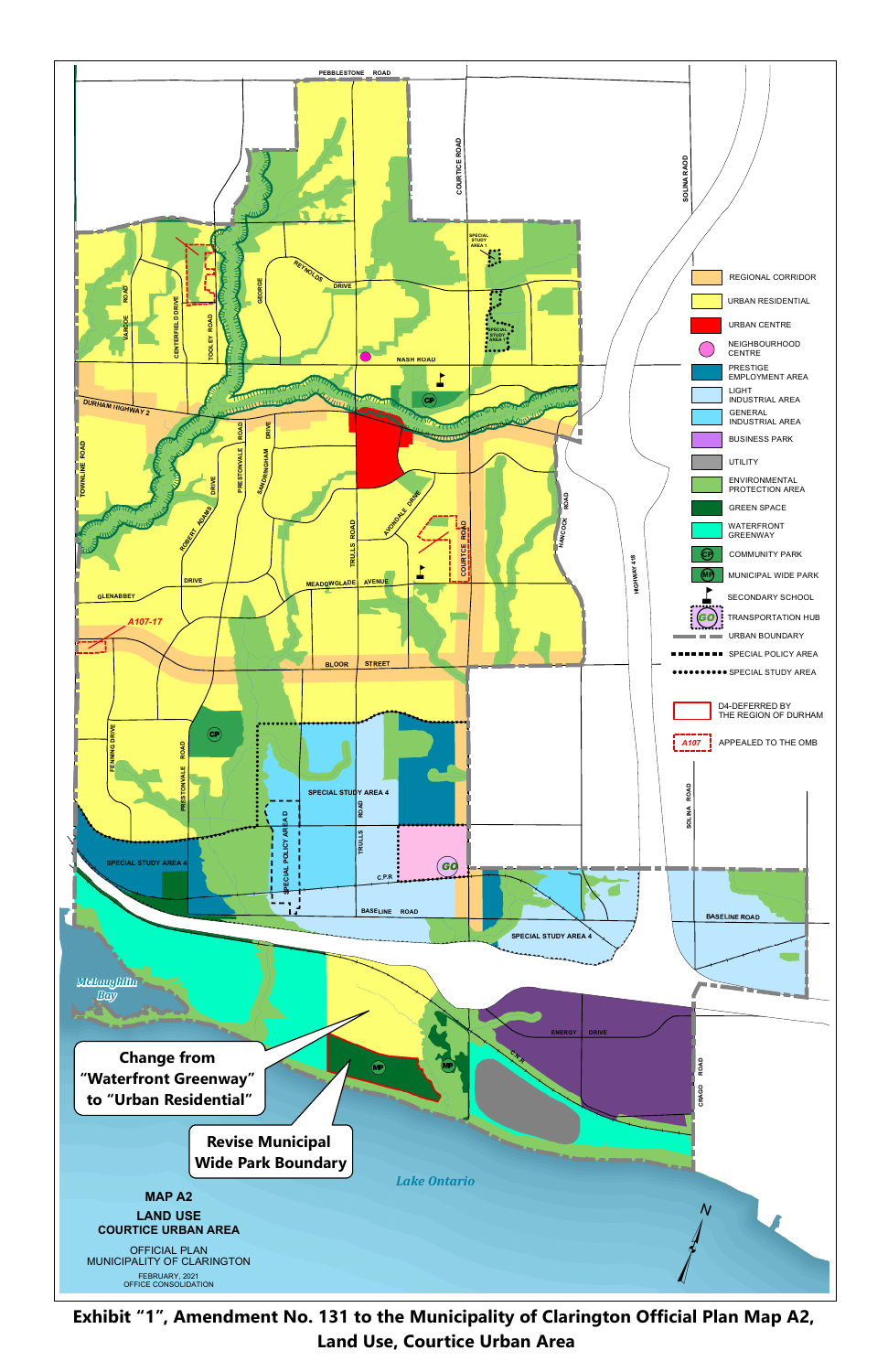Change from "Waterfront Greenway" to "Urban Residential"

Revise Municipal Wide Park Boundary

**MAP A2**
**LAND USE**
**COURTICE URBAN AREA**

OFFICIAL PLAN
MUNICIPALITY OF CLARINGTON

FEBRUARY, 2021
OFFICE CONSOLIDATION

- REGIONAL CORRIDOR
- URBAN RESIDENTIAL
- URBAN CENTRE
- NEIGHBOURHOOD CENTRE
- PRESTIGE EMPLOYMENT AREA
- LIGHT INDUSTRIAL AREA
- GENERAL INDUSTRIAL AREA
- BUSINESS PARK
- UTILITY
- ENVIRONMENTAL PROTECTION AREA
- GREEN SPACE
- WATERFRONT GREENWAY
- COMMUNITY PARK
- MUNICIPAL WIDE PARK
- SECONDARY SCHOOL
- TRANSPORTATION HUB
- URBAN BOUNDARY
- SPECIAL POLICY AREA
- SPECIAL STUDY AREA
- D4-DEFERRED BY THE REGION OF DURHAM
- A107 APPEALED TO THE OMB

**Exhibit "1", Amendment No. 131 to the Municipality of Clarington Official Plan Map A2, Land Use, Courtice Urban Area**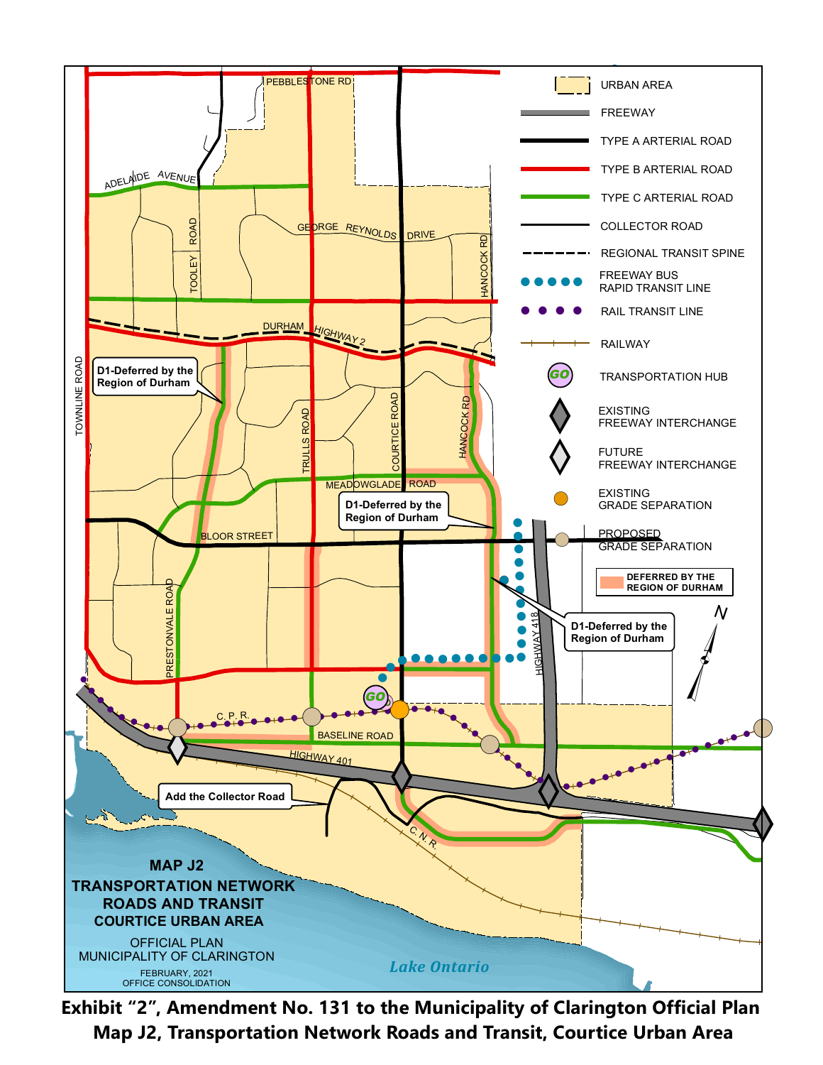URBAN AREA
FREEWAY
TYPE A ARTERIAL ROAD
TYPE B ARTERIAL ROAD
TYPE C ARTERIAL ROAD
COLLECTOR ROAD
REGIONAL TRANSIT SPINE
FREEWAY BUS RAPID TRANSIT LINE
RAIL TRANSIT LINE
RAILWAY
TRANSPORTATION HUB
EXISTING FREEWAY INTERCHANGE
FUTURE FREEWAY INTERCHANGE
EXISTING GRADE SEPARATION
PROPOSED GRADE SEPARATION
DEFERRED BY THE REGION OF DURHAM

PEBBLESTONE RD
ADELAIDE AVENUE
GEORGE REYNOLDS DRIVE
TOOLEY ROAD
HANCOCK RD
DURHAM HIGHWAY 2
TOWNLINE ROAD
TRULLS ROAD
COURTICE ROAD
MEADOWGLADE ROAD
BLOOR STREET
PRESTONVALE ROAD
HIGHWAY 418
C. P. R.
BASELINE ROAD
HIGHWAY 401
C. N. R.
Lake Ontario

D1-Deferred by the Region of Durham
D1-Deferred by the Region of Durham
D1-Deferred by the Region of Durham
Add the Collector Road

**MAP J2**
**TRANSPORTATION NETWORK**
**ROADS AND TRANSIT**
**COURTICE URBAN AREA**

OFFICIAL PLAN
MUNICIPALITY OF CLARINGTON

FEBRUARY, 2021
OFFICE CONSOLIDATION

**Exhibit "2", Amendment No. 131 to the Municipality of Clarington Official Plan**
**Map J2, Transportation Network Roads and Transit, Courtice Urban Area**